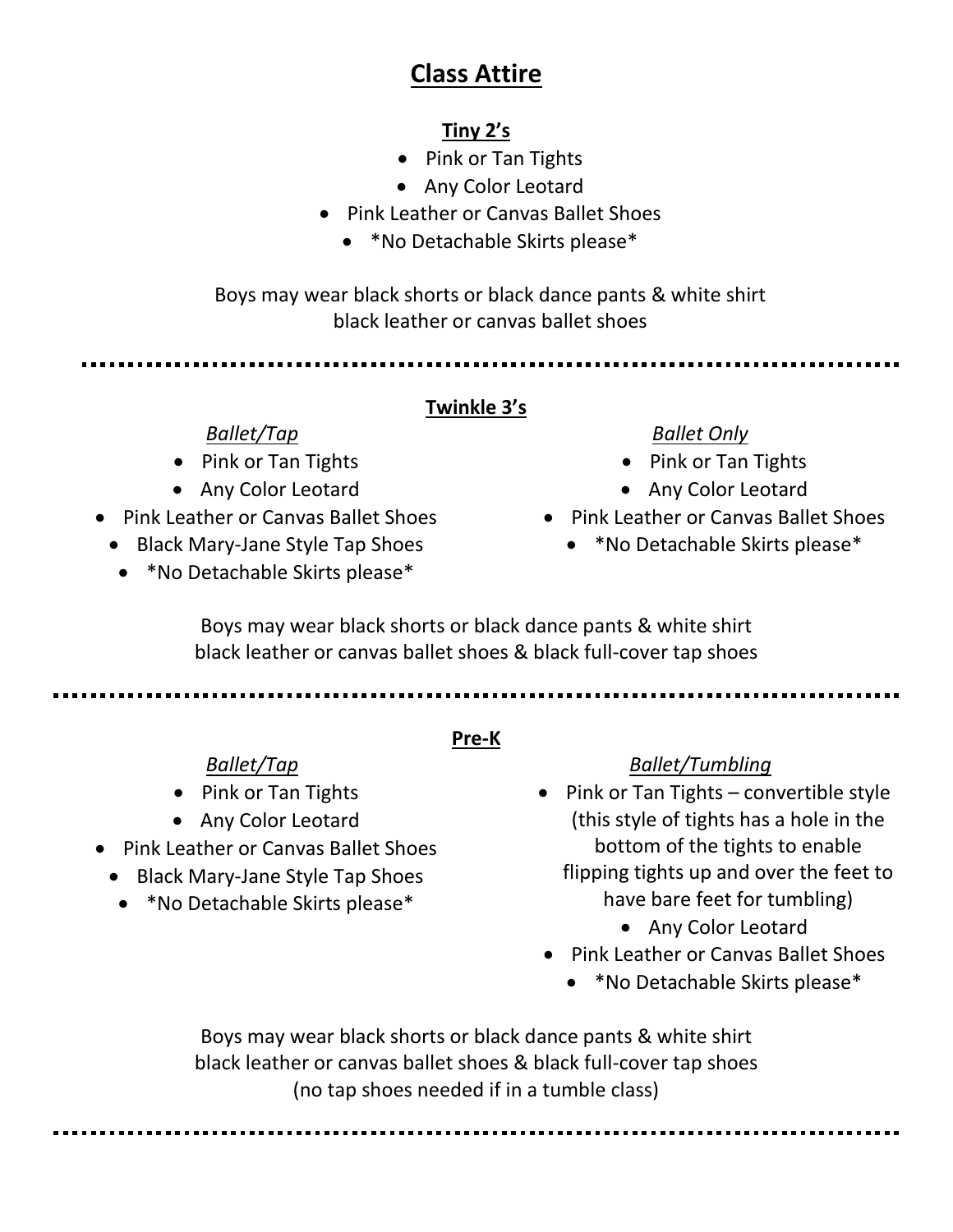# Class Attire

## Tiny 2's

- Pink or Tan Tights
- Any Color Leotard
- Pink Leather or Canvas Ballet Shoes
- *No Detachable Skirts please*

Boys may wear black shorts or black dance pants & white shirt
black leather or canvas ballet shoes

---

## Twinkle 3's

*Ballet/Tap*

- Pink or Tan Tights
- Any Color Leotard
- Pink Leather or Canvas Ballet Shoes
- Black Mary-Jane Style Tap Shoes
- *No Detachable Skirts please*

*Ballet Only*

- Pink or Tan Tights
- Any Color Leotard
- Pink Leather or Canvas Ballet Shoes
- *No Detachable Skirts please*

Boys may wear black shorts or black dance pants & white shirt
black leather or canvas ballet shoes & black full-cover tap shoes

---

## Pre-K

*Ballet/Tap*

- Pink or Tan Tights
- Any Color Leotard
- Pink Leather or Canvas Ballet Shoes
- Black Mary-Jane Style Tap Shoes
- *No Detachable Skirts please*

*Ballet/Tumbling*

- Pink or Tan Tights – convertible style (this style of tights has a hole in the bottom of the tights to enable flipping tights up and over the feet to have bare feet for tumbling)
- Any Color Leotard
- Pink Leather or Canvas Ballet Shoes
- *No Detachable Skirts please*

Boys may wear black shorts or black dance pants & white shirt
black leather or canvas ballet shoes & black full-cover tap shoes
(no tap shoes needed if in a tumble class)

---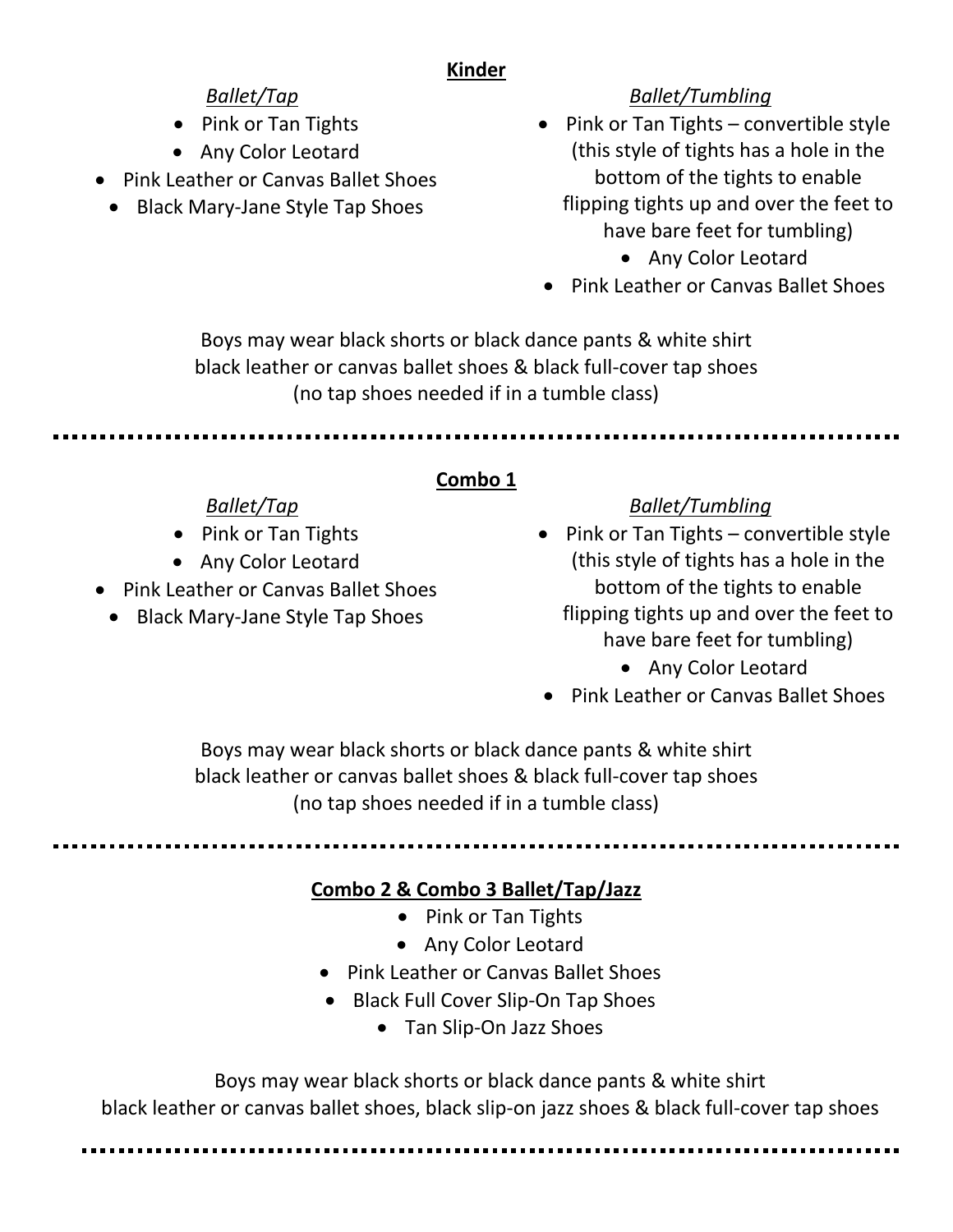## Kinder

### *Ballet/Tap*

- Pink or Tan Tights
- Any Color Leotard
- Pink Leather or Canvas Ballet Shoes
- Black Mary-Jane Style Tap Shoes

### *Ballet/Tumbling*

- Pink or Tan Tights – convertible style (this style of tights has a hole in the bottom of the tights to enable flipping tights up and over the feet to have bare feet for tumbling)
- Any Color Leotard
- Pink Leather or Canvas Ballet Shoes

Boys may wear black shorts or black dance pants & white shirt
black leather or canvas ballet shoes & black full-cover tap shoes
(no tap shoes needed if in a tumble class)

---

## Combo 1

### *Ballet/Tap*

- Pink or Tan Tights
- Any Color Leotard
- Pink Leather or Canvas Ballet Shoes
- Black Mary-Jane Style Tap Shoes

### *Ballet/Tumbling*

- Pink or Tan Tights – convertible style (this style of tights has a hole in the bottom of the tights to enable flipping tights up and over the feet to have bare feet for tumbling)
- Any Color Leotard
- Pink Leather or Canvas Ballet Shoes

Boys may wear black shorts or black dance pants & white shirt
black leather or canvas ballet shoes & black full-cover tap shoes
(no tap shoes needed if in a tumble class)

---

## Combo 2 & Combo 3 Ballet/Tap/Jazz

- Pink or Tan Tights
- Any Color Leotard
- Pink Leather or Canvas Ballet Shoes
- Black Full Cover Slip-On Tap Shoes
- Tan Slip-On Jazz Shoes

Boys may wear black shorts or black dance pants & white shirt
black leather or canvas ballet shoes, black slip-on jazz shoes & black full-cover tap shoes

---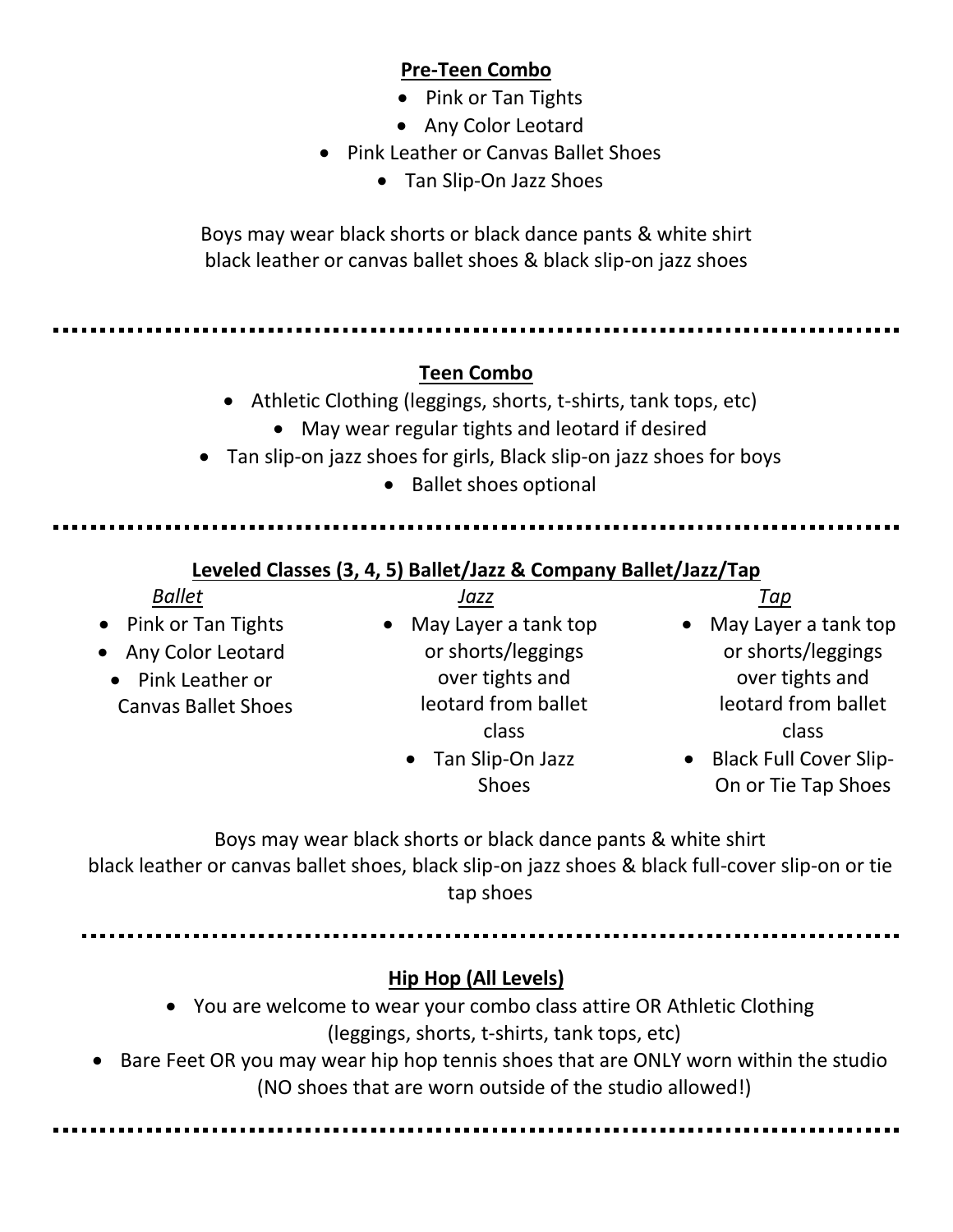## Pre-Teen Combo

- Pink or Tan Tights
- Any Color Leotard
- Pink Leather or Canvas Ballet Shoes
- Tan Slip-On Jazz Shoes

Boys may wear black shorts or black dance pants & white shirt
black leather or canvas ballet shoes & black slip-on jazz shoes

---

## Teen Combo

- Athletic Clothing (leggings, shorts, t-shirts, tank tops, etc)
- May wear regular tights and leotard if desired
- Tan slip-on jazz shoes for girls, Black slip-on jazz shoes for boys
- Ballet shoes optional

---

## Leveled Classes (3, 4, 5) Ballet/Jazz & Company Ballet/Jazz/Tap

*Ballet*

- Pink or Tan Tights
- Any Color Leotard
- Pink Leather or Canvas Ballet Shoes

*Jazz*

- May Layer a tank top or shorts/leggings over tights and leotard from ballet class
- Tan Slip-On Jazz Shoes

*Tap*

- May Layer a tank top or shorts/leggings over tights and leotard from ballet class
- Black Full Cover Slip-On or Tie Tap Shoes

Boys may wear black shorts or black dance pants & white shirt
black leather or canvas ballet shoes, black slip-on jazz shoes & black full-cover slip-on or tie tap shoes

---

## Hip Hop (All Levels)

- You are welcome to wear your combo class attire OR Athletic Clothing (leggings, shorts, t-shirts, tank tops, etc)
- Bare Feet OR you may wear hip hop tennis shoes that are ONLY worn within the studio (NO shoes that are worn outside of the studio allowed!)

---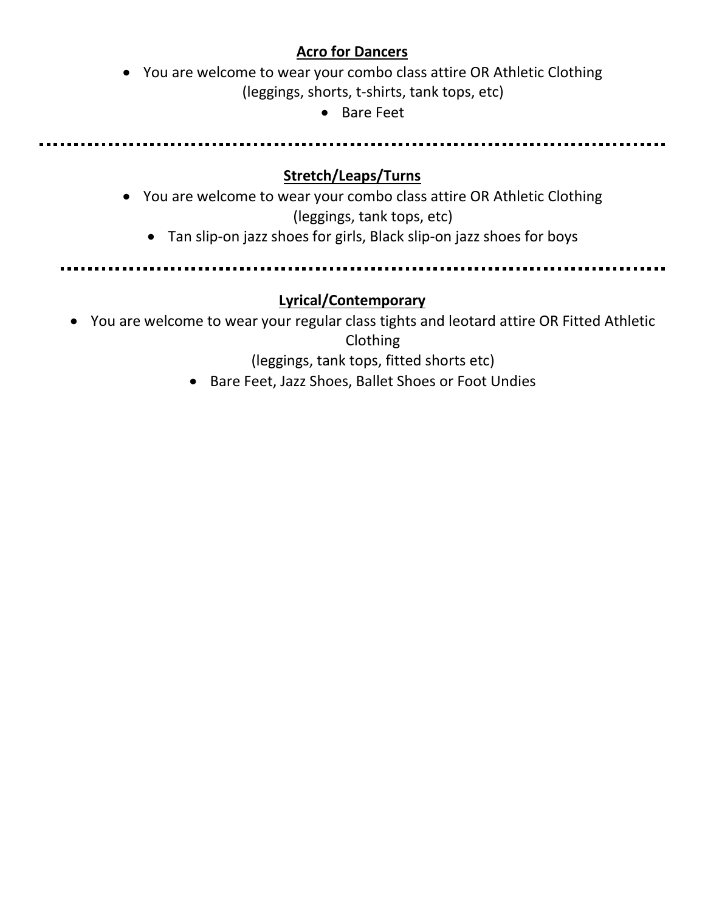## Acro for Dancers

- You are welcome to wear your combo class attire OR Athletic Clothing (leggings, shorts, t-shirts, tank tops, etc)
- Bare Feet

---

## Stretch/Leaps/Turns

- You are welcome to wear your combo class attire OR Athletic Clothing (leggings, tank tops, etc)
- Tan slip-on jazz shoes for girls, Black slip-on jazz shoes for boys

---

## Lyrical/Contemporary

- You are welcome to wear your regular class tights and leotard attire OR Fitted Athletic Clothing (leggings, tank tops, fitted shorts etc)
- Bare Feet, Jazz Shoes, Ballet Shoes or Foot Undies